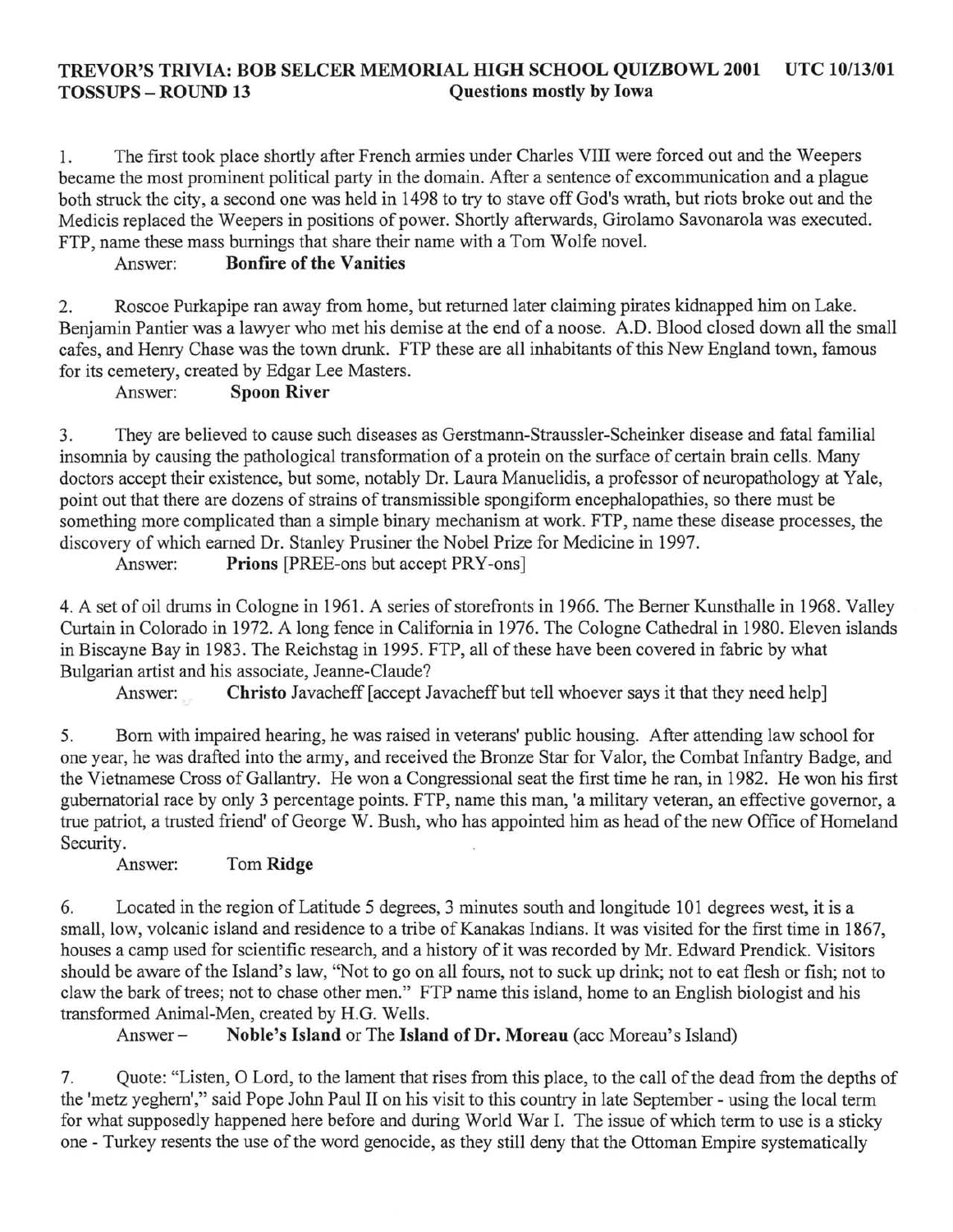**TREVOR'S TRIVIA: BOB SELCER MEMORIAL HIGH SCHOOL QUIZBOWL 2001 UTC 10/13/01**
**TOSSUPS – ROUND 13** **Questions mostly by Iowa**

1. The first took place shortly after French armies under Charles VIII were forced out and the Weepers became the most prominent political party in the domain. After a sentence of excommunication and a plague both struck the city, a second one was held in 1498 to try to stave off God's wrath, but riots broke out and the Medicis replaced the Weepers in positions of power. Shortly afterwards, Girolamo Savonarola was executed. FTP, name these mass burnings that share their name with a Tom Wolfe novel.
   Answer: **Bonfire of the Vanities**

2. Roscoe Purkapipe ran away from home, but returned later claiming pirates kidnapped him on Lake. Benjamin Pantier was a lawyer who met his demise at the end of a noose. A.D. Blood closed down all the small cafes, and Henry Chase was the town drunk. FTP these are all inhabitants of this New England town, famous for its cemetery, created by Edgar Lee Masters.
   Answer: **Spoon River**

3. They are believed to cause such diseases as Gerstmann-Straussler-Scheinker disease and fatal familial insomnia by causing the pathological transformation of a protein on the surface of certain brain cells. Many doctors accept their existence, but some, notably Dr. Laura Manuelidis, a professor of neuropathology at Yale, point out that there are dozens of strains of transmissible spongiform encephalopathies, so there must be something more complicated than a simple binary mechanism at work. FTP, name these disease processes, the discovery of which earned Dr. Stanley Prusiner the Nobel Prize for Medicine in 1997.
   Answer: **Prions** [PREE-ons but accept PRY-ons]

4. A set of oil drums in Cologne in 1961. A series of storefronts in 1966. The Berner Kunsthalle in 1968. Valley Curtain in Colorado in 1972. A long fence in California in 1976. The Cologne Cathedral in 1980. Eleven islands in Biscayne Bay in 1983. The Reichstag in 1995. FTP, all of these have been covered in fabric by what Bulgarian artist and his associate, Jeanne-Claude?
   Answer: **Christo** Javacheff [accept Javacheff but tell whoever says it that they need help]

5. Born with impaired hearing, he was raised in veterans' public housing. After attending law school for one year, he was drafted into the army, and received the Bronze Star for Valor, the Combat Infantry Badge, and the Vietnamese Cross of Gallantry. He won a Congressional seat the first time he ran, in 1982. He won his first gubernatorial race by only 3 percentage points. FTP, name this man, 'a military veteran, an effective governor, a true patriot, a trusted friend' of George W. Bush, who has appointed him as head of the new Office of Homeland Security.
   Answer: Tom **Ridge**

6. Located in the region of Latitude 5 degrees, 3 minutes south and longitude 101 degrees west, it is a small, low, volcanic island and residence to a tribe of Kanakas Indians. It was visited for the first time in 1867, houses a camp used for scientific research, and a history of it was recorded by Mr. Edward Prendick. Visitors should be aware of the Island's law, "Not to go on all fours, not to suck up drink; not to eat flesh or fish; not to claw the bark of trees; not to chase other men." FTP name this island, home to an English biologist and his transformed Animal-Men, created by H.G. Wells.
   Answer – **Noble's Island** or The **Island of Dr. Moreau** (acc Moreau's Island)

7. Quote: "Listen, O Lord, to the lament that rises from this place, to the call of the dead from the depths of the 'metz yeghern'," said Pope John Paul II on his visit to this country in late September - using the local term for what supposedly happened here before and during World War I. The issue of which term to use is a sticky one - Turkey resents the use of the word genocide, as they still deny that the Ottoman Empire systematically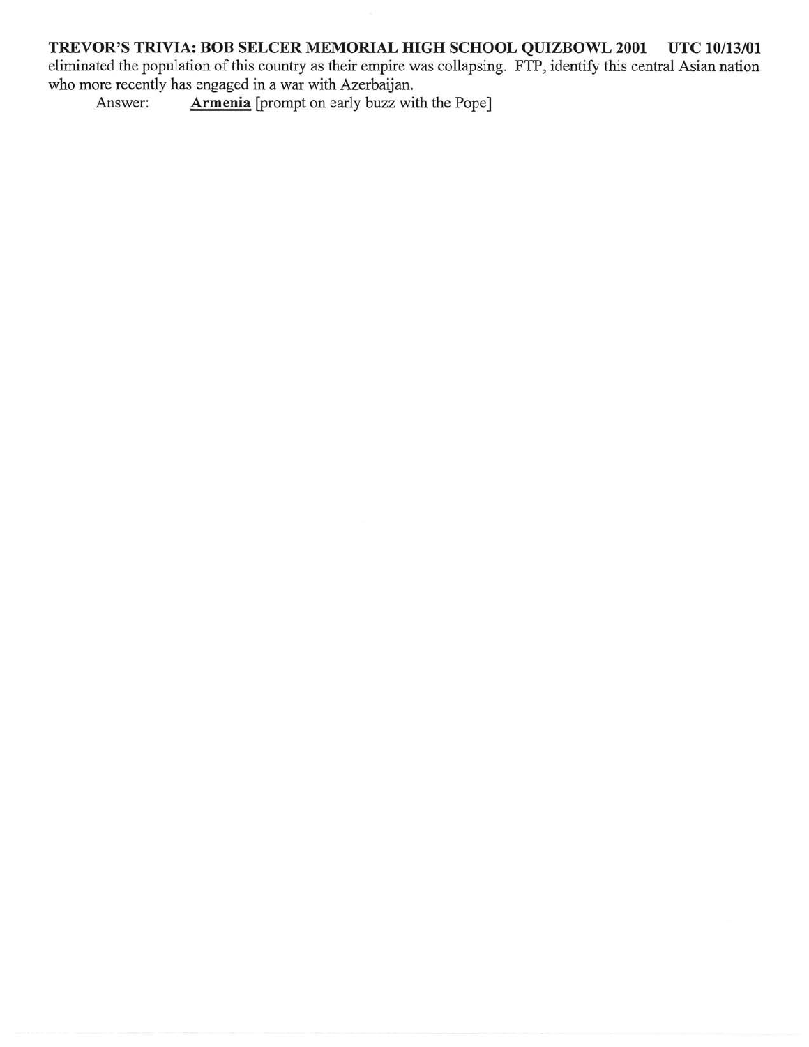eliminated the population of this country as their empire was collapsing. FTP, identify this central Asian nation who more recently has engaged in a war with Azerbaijan.

Answer: **Armenia** [prompt on early buzz with the Pope]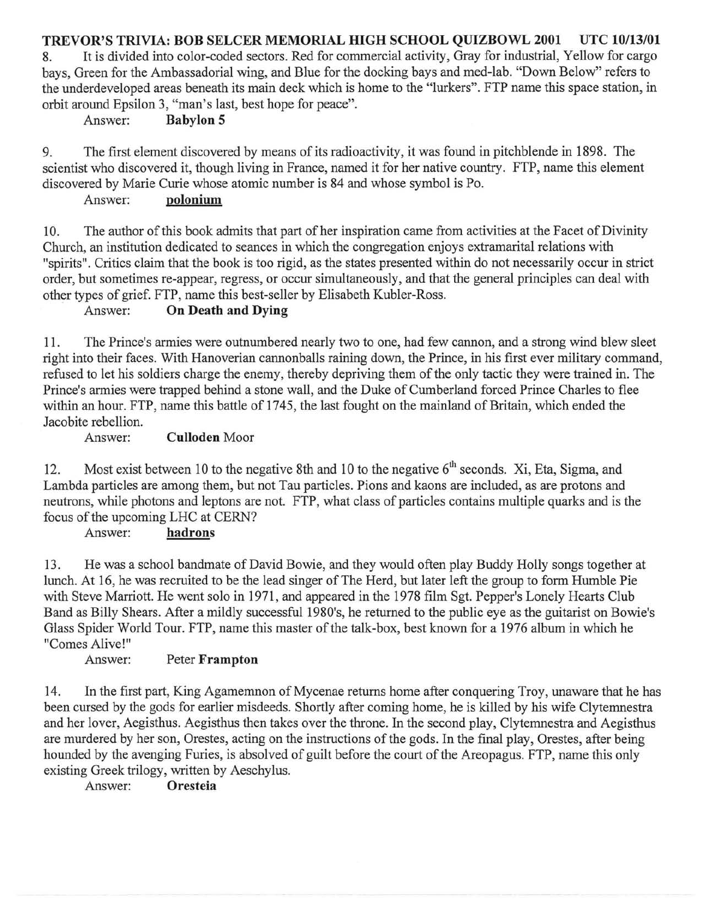**TREVOR'S TRIVIA: BOB SELCER MEMORIAL HIGH SCHOOL QUIZBOWL 2001 UTC 10/13/01**

8. It is divided into color-coded sectors. Red for commercial activity, Gray for industrial, Yellow for cargo bays, Green for the Ambassadorial wing, and Blue for the docking bays and med-lab. "Down Below" refers to the underdeveloped areas beneath its main deck which is home to the "lurkers". FTP name this space station, in orbit around Epsilon 3, "man's last, best hope for peace".

Answer: **Babylon 5**

9. The first element discovered by means of its radioactivity, it was found in pitchblende in 1898. The scientist who discovered it, though living in France, named it for her native country. FTP, name this element discovered by Marie Curie whose atomic number is 84 and whose symbol is Po.

Answer: **polonium**

10. The author of this book admits that part of her inspiration came from activities at the Facet of Divinity Church, an institution dedicated to seances in which the congregation enjoys extramarital relations with "spirits". Critics claim that the book is too rigid, as the states presented within do not necessarily occur in strict order, but sometimes re-appear, regress, or occur simultaneously, and that the general principles can deal with other types of grief. FTP, name this best-seller by Elisabeth Kubler-Ross.

Answer: **On Death and Dying**

11. The Prince's armies were outnumbered nearly two to one, had few cannon, and a strong wind blew sleet right into their faces. With Hanoverian cannonballs raining down, the Prince, in his first ever military command, refused to let his soldiers charge the enemy, thereby depriving them of the only tactic they were trained in. The Prince's armies were trapped behind a stone wall, and the Duke of Cumberland forced Prince Charles to flee within an hour. FTP, name this battle of 1745, the last fought on the mainland of Britain, which ended the Jacobite rebellion.

Answer: **Culloden** Moor

12. Most exist between 10 to the negative 8th and 10 to the negative 6$^{th}$ seconds. Xi, Eta, Sigma, and Lambda particles are among them, but not Tau particles. Pions and kaons are included, as are protons and neutrons, while photons and leptons are not. FTP, what class of particles contains multiple quarks and is the focus of the upcoming LHC at CERN?

Answer: **hadrons**

13. He was a school bandmate of David Bowie, and they would often play Buddy Holly songs together at lunch. At 16, he was recruited to be the lead singer of The Herd, but later left the group to form Humble Pie with Steve Marriott. He went solo in 1971, and appeared in the 1978 film Sgt. Pepper's Lonely Hearts Club Band as Billy Shears. After a mildly successful 1980's, he returned to the public eye as the guitarist on Bowie's Glass Spider World Tour. FTP, name this master of the talk-box, best known for a 1976 album in which he "Comes Alive!"

Answer: Peter **Frampton**

14. In the first part, King Agamemnon of Mycenae returns home after conquering Troy, unaware that he has been cursed by the gods for earlier misdeeds. Shortly after coming home, he is killed by his wife Clytemnestra and her lover, Aegisthus. Aegisthus then takes over the throne. In the second play, Clytemnestra and Aegisthus are murdered by her son, Orestes, acting on the instructions of the gods. In the final play, Orestes, after being hounded by the avenging Furies, is absolved of guilt before the court of the Areopagus. FTP, name this only existing Greek trilogy, written by Aeschylus.

Answer: **Oresteia**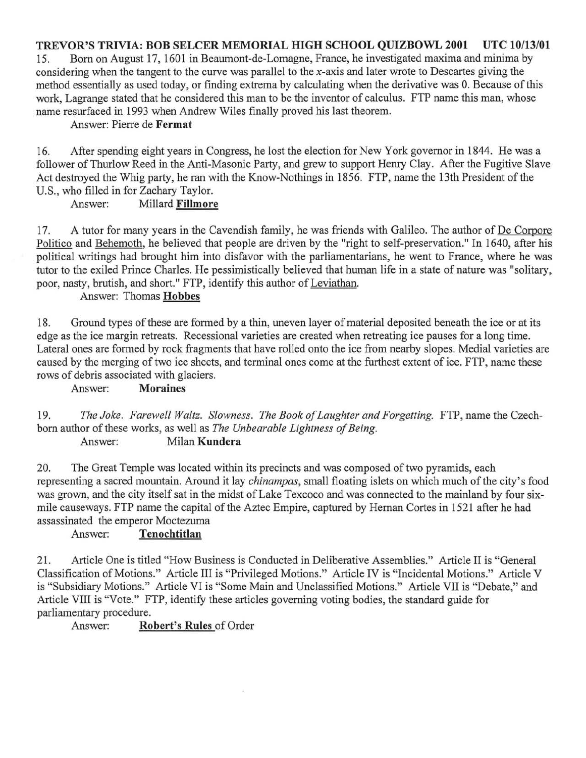**TREVOR'S TRIVIA: BOB SELCER MEMORIAL HIGH SCHOOL QUIZBOWL 2001 UTC 10/13/01**

15. Born on August 17, 1601 in Beaumont-de-Lomagne, France, he investigated maxima and minima by considering when the tangent to the curve was parallel to the *x*-axis and later wrote to Descartes giving the method essentially as used today, or finding extrema by calculating when the derivative was 0. Because of this work, Lagrange stated that he considered this man to be the inventor of calculus. FTP name this man, whose name resurfaced in 1993 when Andrew Wiles finally proved his last theorem.

Answer: Pierre de **Fermat**

16. After spending eight years in Congress, he lost the election for New York governor in 1844. He was a follower of Thurlow Reed in the Anti-Masonic Party, and grew to support Henry Clay. After the Fugitive Slave Act destroyed the Whig party, he ran with the Know-Nothings in 1856. FTP, name the 13th President of the U.S., who filled in for Zachary Taylor.

Answer: Millard **Fillmore**

17. A tutor for many years in the Cavendish family, he was friends with Galileo. The author of De Corpore Politico and Behemoth, he believed that people are driven by the "right to self-preservation." In 1640, after his political writings had brought him into disfavor with the parliamentarians, he went to France, where he was tutor to the exiled Prince Charles. He pessimistically believed that human life in a state of nature was "solitary, poor, nasty, brutish, and short." FTP, identify this author of Leviathan.

Answer: Thomas **Hobbes**

18. Ground types of these are formed by a thin, uneven layer of material deposited beneath the ice or at its edge as the ice margin retreats. Recessional varieties are created when retreating ice pauses for a long time. Lateral ones are formed by rock fragments that have rolled onto the ice from nearby slopes. Medial varieties are caused by the merging of two ice sheets, and terminal ones come at the furthest extent of ice. FTP, name these rows of debris associated with glaciers.

Answer: **Moraines**

19. *The Joke. Farewell Waltz. Slowness. The Book of Laughter and Forgetting.* FTP, name the Czech-born author of these works, as well as *The Unbearable Lightness of Being.*

Answer: Milan **Kundera**

20. The Great Temple was located within its precincts and was composed of two pyramids, each representing a sacred mountain. Around it lay *chinampas*, small floating islets on which much of the city's food was grown, and the city itself sat in the midst of Lake Texcoco and was connected to the mainland by four six-mile causeways. FTP name the capital of the Aztec Empire, captured by Hernan Cortes in 1521 after he had assassinated the emperor Moctezuma

Answer: **Tenochtitlan**

21. Article One is titled "How Business is Conducted in Deliberative Assemblies." Article II is "General Classification of Motions." Article III is "Privileged Motions." Article IV is "Incidental Motions." Article V is "Subsidiary Motions." Article VI is "Some Main and Unclassified Motions." Article VII is "Debate," and Article VIII is "Vote." FTP, identify these articles governing voting bodies, the standard guide for parliamentary procedure.

Answer: **Robert's Rules** of Order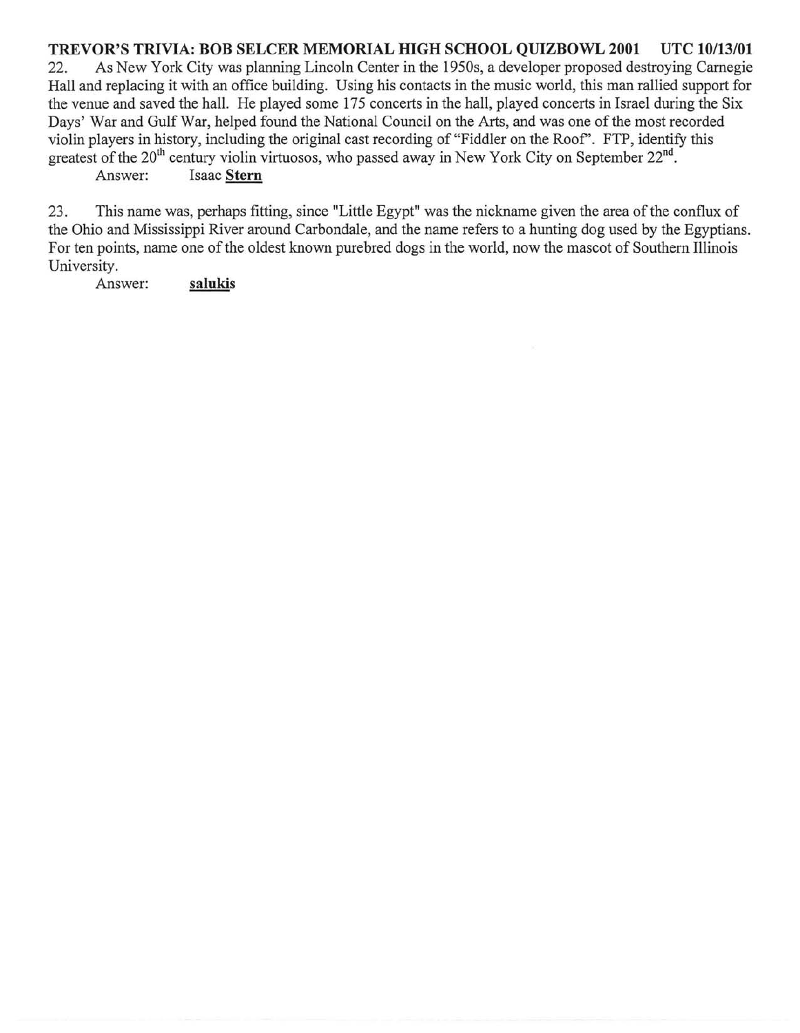22. As New York City was planning Lincoln Center in the 1950s, a developer proposed destroying Carnegie Hall and replacing it with an office building. Using his contacts in the music world, this man rallied support for the venue and saved the hall. He played some 175 concerts in the hall, played concerts in Israel during the Six Days' War and Gulf War, helped found the National Council on the Arts, and was one of the most recorded violin players in history, including the original cast recording of "Fiddler on the Roof". FTP, identify this greatest of the 20th century violin virtuosos, who passed away in New York City on September 22nd.

Answer: Isaac **Stern**

23. This name was, perhaps fitting, since "Little Egypt" was the nickname given the area of the conflux of the Ohio and Mississippi River around Carbondale, and the name refers to a hunting dog used by the Egyptians. For ten points, name one of the oldest known purebred dogs in the world, now the mascot of Southern Illinois University.

Answer: **saluki**s